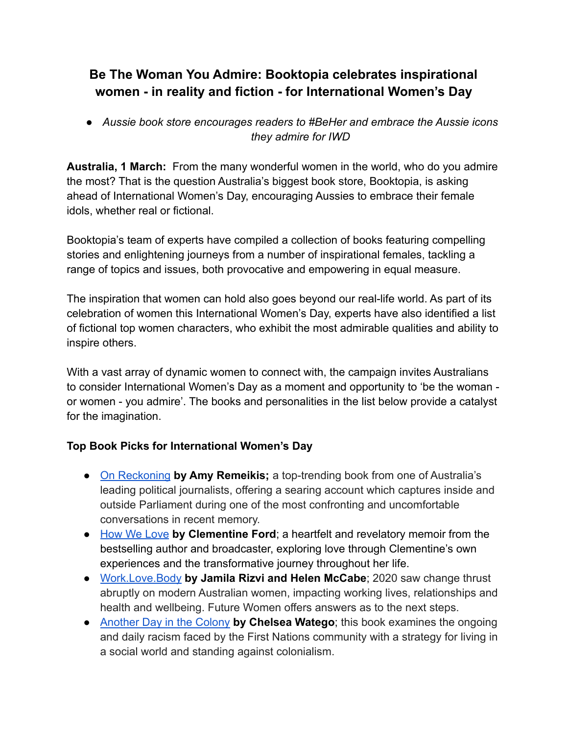# Be The Woman You Admire: Booktopia celebrates inspirational women - in reality and fiction - for International Women's Day

- *Aussie book store encourages readers to #BeHer and embrace the Aussie icons they admire for IWD*

**Australia, 1 March:** From the many wonderful women in the world, who do you admire the most? That is the question Australia's biggest book store, Booktopia, is asking ahead of International Women's Day, encouraging Aussies to embrace their female idols, whether real or fictional.

Booktopia's team of experts have compiled a collection of books featuring compelling stories and enlightening journeys from a number of inspirational females, tackling a range of topics and issues, both provocative and empowering in equal measure.

The inspiration that women can hold also goes beyond our real-life world. As part of its celebration of women this International Women's Day, experts have also identified a list of fictional top women characters, who exhibit the most admirable qualities and ability to inspire others.

With a vast array of dynamic women to connect with, the campaign invites Australians to consider International Women's Day as a moment and opportunity to 'be the woman - or women - you admire'. The books and personalities in the list below provide a catalyst for the imagination.

## Top Book Picks for International Women's Day

- On Reckoning **by Amy Remeikis;** a top-trending book from one of Australia's leading political journalists, offering a searing account which captures inside and outside Parliament during one of the most confronting and uncomfortable conversations in recent memory.
- How We Love **by Clementine Ford**; a heartfelt and revelatory memoir from the bestselling author and broadcaster, exploring love through Clementine's own experiences and the transformative journey throughout her life.
- Work.Love.Body **by Jamila Rizvi and Helen McCabe**; 2020 saw change thrust abruptly on modern Australian women, impacting working lives, relationships and health and wellbeing. Future Women offers answers as to the next steps.
- Another Day in the Colony **by Chelsea Watego**; this book examines the ongoing and daily racism faced by the First Nations community with a strategy for living in a social world and standing against colonialism.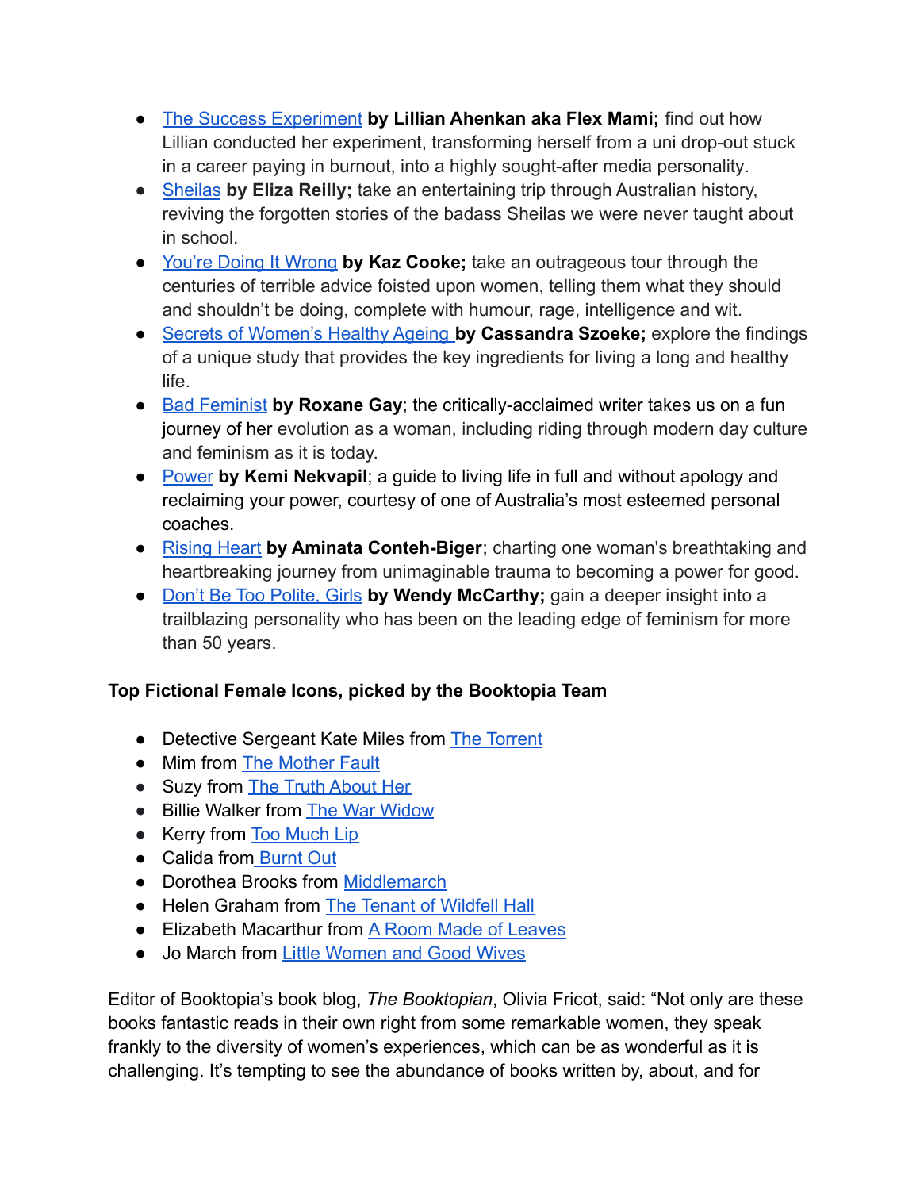- The Success Experiment **by Lillian Ahenkan aka Flex Mami;** find out how Lillian conducted her experiment, transforming herself from a uni drop-out stuck in a career paying in burnout, into a highly sought-after media personality.
- Sheilas **by Eliza Reilly;** take an entertaining trip through Australian history, reviving the forgotten stories of the badass Sheilas we were never taught about in school.
- You're Doing It Wrong **by Kaz Cooke;** take an outrageous tour through the centuries of terrible advice foisted upon women, telling them what they should and shouldn't be doing, complete with humour, rage, intelligence and wit.
- Secrets of Women's Healthy Ageing **by Cassandra Szoeke;** explore the findings of a unique study that provides the key ingredients for living a long and healthy life.
- Bad Feminist **by Roxane Gay**; the critically-acclaimed writer takes us on a fun journey of her evolution as a woman, including riding through modern day culture and feminism as it is today.
- Power **by Kemi Nekvapil**; a guide to living life in full and without apology and reclaiming your power, courtesy of one of Australia's most esteemed personal coaches.
- Rising Heart **by Aminata Conteh-Biger**; charting one woman's breathtaking and heartbreaking journey from unimaginable trauma to becoming a power for good.
- Don't Be Too Polite, Girls **by Wendy McCarthy;** gain a deeper insight into a trailblazing personality who has been on the leading edge of feminism for more than 50 years.

**Top Fictional Female Icons, picked by the Booktopia Team**

- Detective Sergeant Kate Miles from The Torrent
- Mim from The Mother Fault
- Suzy from The Truth About Her
- Billie Walker from The War Widow
- Kerry from Too Much Lip
- Calida from Burnt Out
- Dorothea Brooks from Middlemarch
- Helen Graham from The Tenant of Wildfell Hall
- Elizabeth Macarthur from A Room Made of Leaves
- Jo March from Little Women and Good Wives

Editor of Booktopia's book blog, *The Booktopian*, Olivia Fricot, said: "Not only are these books fantastic reads in their own right from some remarkable women, they speak frankly to the diversity of women's experiences, which can be as wonderful as it is challenging. It's tempting to see the abundance of books written by, about, and for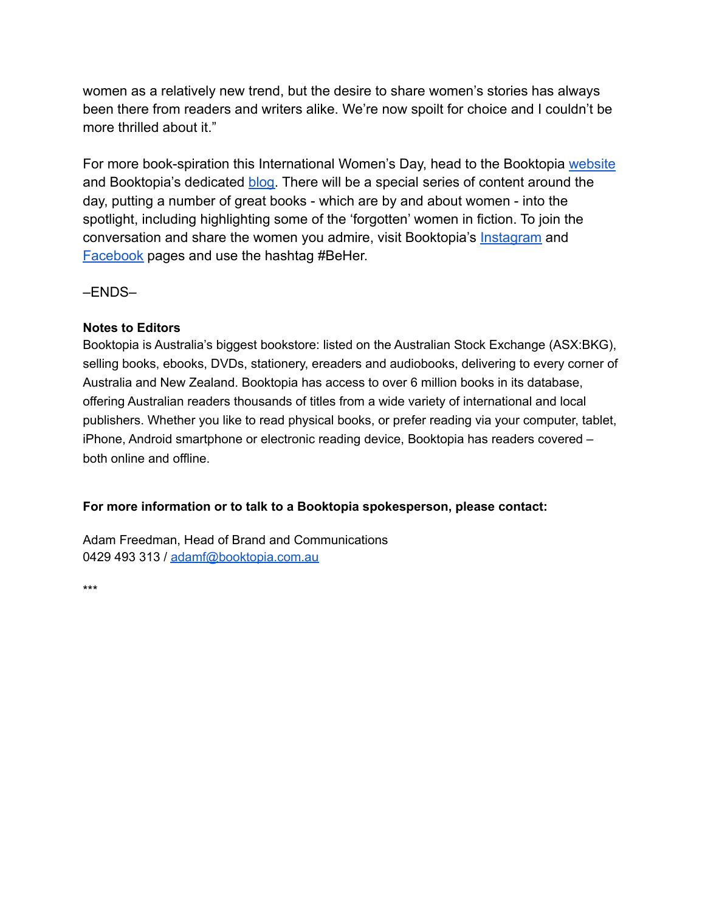women as a relatively new trend, but the desire to share women's stories has always been there from readers and writers alike. We're now spoilt for choice and I couldn't be more thrilled about it."

For more book-spiration this International Women's Day, head to the Booktopia website and Booktopia's dedicated blog. There will be a special series of content around the day, putting a number of great books - which are by and about women - into the spotlight, including highlighting some of the 'forgotten' women in fiction. To join the conversation and share the women you admire, visit Booktopia's Instagram and Facebook pages and use the hashtag #BeHer.

–ENDS–

**Notes to Editors**

Booktopia is Australia's biggest bookstore: listed on the Australian Stock Exchange (ASX:BKG), selling books, ebooks, DVDs, stationery, ereaders and audiobooks, delivering to every corner of Australia and New Zealand. Booktopia has access to over 6 million books in its database, offering Australian readers thousands of titles from a wide variety of international and local publishers. Whether you like to read physical books, or prefer reading via your computer, tablet, iPhone, Android smartphone or electronic reading device, Booktopia has readers covered – both online and offline.

**For more information or to talk to a Booktopia spokesperson, please contact:**

Adam Freedman, Head of Brand and Communications
0429 493 313 / adamf@booktopia.com.au

***